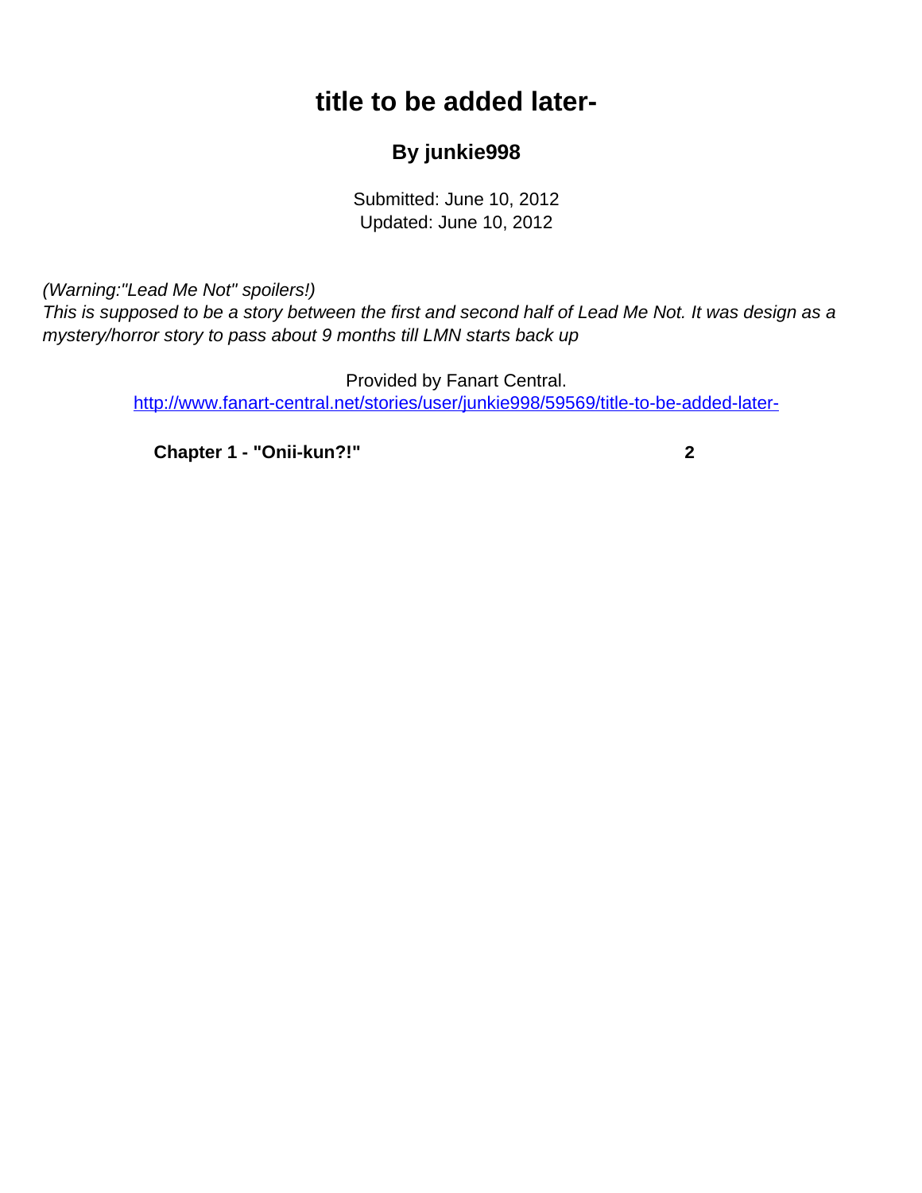# title to be added later-

## By junkie998

Submitted: June 10, 2012
Updated: June 10, 2012

*(Warning:"Lead Me Not" spoilers!)*
*This is supposed to be a story between the first and second half of Lead Me Not. It was design as a mystery/horror story to pass about 9 months till LMN starts back up*

Provided by Fanart Central.
http://www.fanart-central.net/stories/user/junkie998/59569/title-to-be-added-later-

**Chapter 1 - "Onii-kun?!"** **2**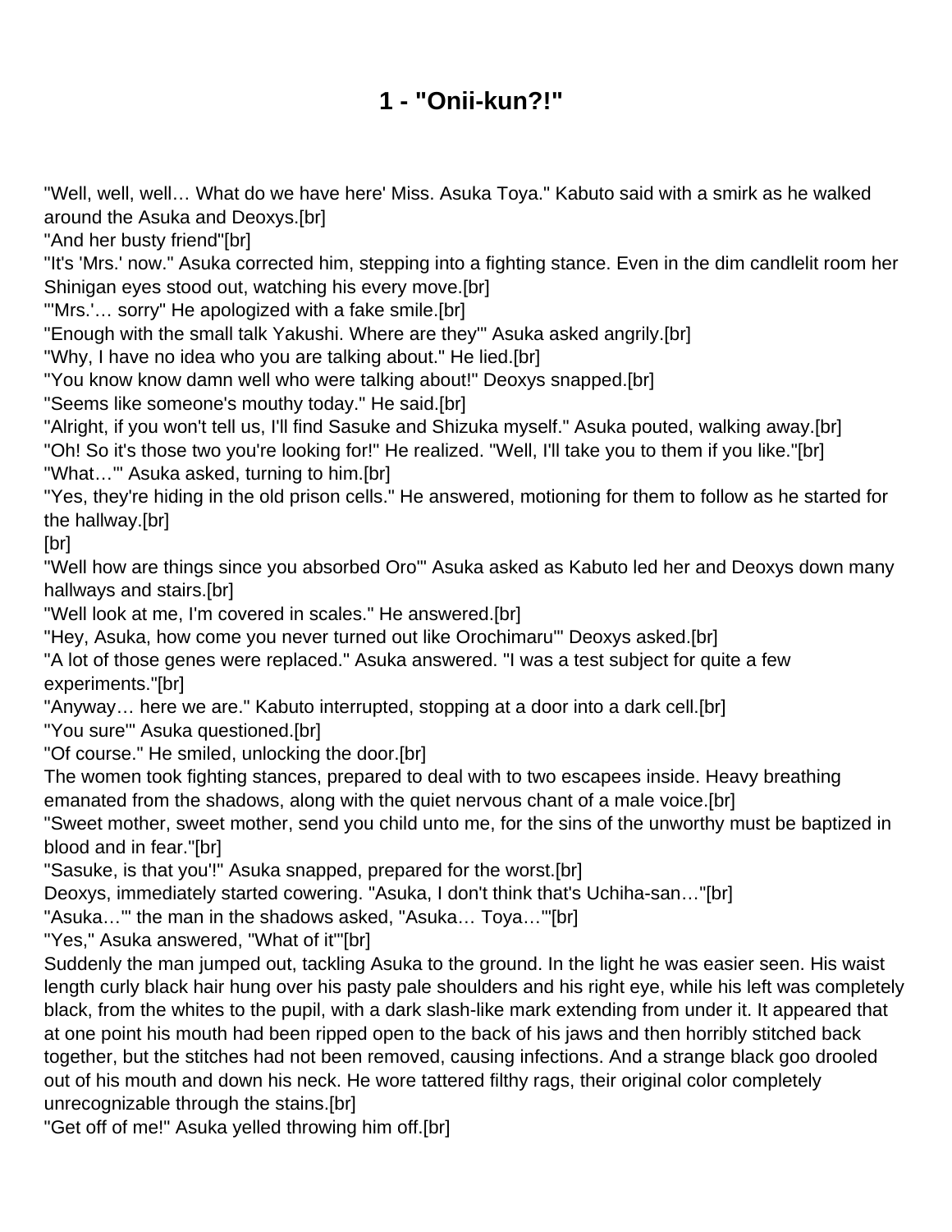# 1 - "Onii-kun?!"

"Well, well, well… What do we have here' Miss. Asuka Toya." Kabuto said with a smirk as he walked around the Asuka and Deoxys.[br]
"And her busty friend"[br]
"It's 'Mrs.' now." Asuka corrected him, stepping into a fighting stance. Even in the dim candlelit room her Shinigan eyes stood out, watching his every move.[br]
"'Mrs.'… sorry" He apologized with a fake smile.[br]
"Enough with the small talk Yakushi. Where are they'" Asuka asked angrily.[br]
"Why, I have no idea who you are talking about." He lied.[br]
"You know know damn well who were talking about!" Deoxys snapped.[br]
"Seems like someone's mouthy today." He said.[br]
"Alright, if you won't tell us, I'll find Sasuke and Shizuka myself." Asuka pouted, walking away.[br]
"Oh! So it's those two you're looking for!" He realized. "Well, I'll take you to them if you like."[br]
"What…'" Asuka asked, turning to him.[br]
"Yes, they're hiding in the old prison cells." He answered, motioning for them to follow as he started for the hallway.[br]
[br]
"Well how are things since you absorbed Oro'" Asuka asked as Kabuto led her and Deoxys down many hallways and stairs.[br]
"Well look at me, I'm covered in scales." He answered.[br]
"Hey, Asuka, how come you never turned out like Orochimaru'" Deoxys asked.[br]
"A lot of those genes were replaced." Asuka answered. "I was a test subject for quite a few experiments."[br]
"Anyway… here we are." Kabuto interrupted, stopping at a door into a dark cell.[br]
"You sure'" Asuka questioned.[br]
"Of course." He smiled, unlocking the door.[br]
The women took fighting stances, prepared to deal with to two escapees inside. Heavy breathing emanated from the shadows, along with the quiet nervous chant of a male voice.[br]
"Sweet mother, sweet mother, send you child unto me, for the sins of the unworthy must be baptized in blood and in fear."[br]
"Sasuke, is that you'!" Asuka snapped, prepared for the worst.[br]
Deoxys, immediately started cowering. "Asuka, I don't think that's Uchiha-san…"[br]
"Asuka…'" the man in the shadows asked, "Asuka… Toya…'"[br]
"Yes," Asuka answered, "What of it'"[br]
Suddenly the man jumped out, tackling Asuka to the ground. In the light he was easier seen. His waist length curly black hair hung over his pasty pale shoulders and his right eye, while his left was completely black, from the whites to the pupil, with a dark slash-like mark extending from under it. It appeared that at one point his mouth had been ripped open to the back of his jaws and then horribly stitched back together, but the stitches had not been removed, causing infections. And a strange black goo drooled out of his mouth and down his neck. He wore tattered filthy rags, their original color completely unrecognizable through the stains.[br]
"Get off of me!" Asuka yelled throwing him off.[br]